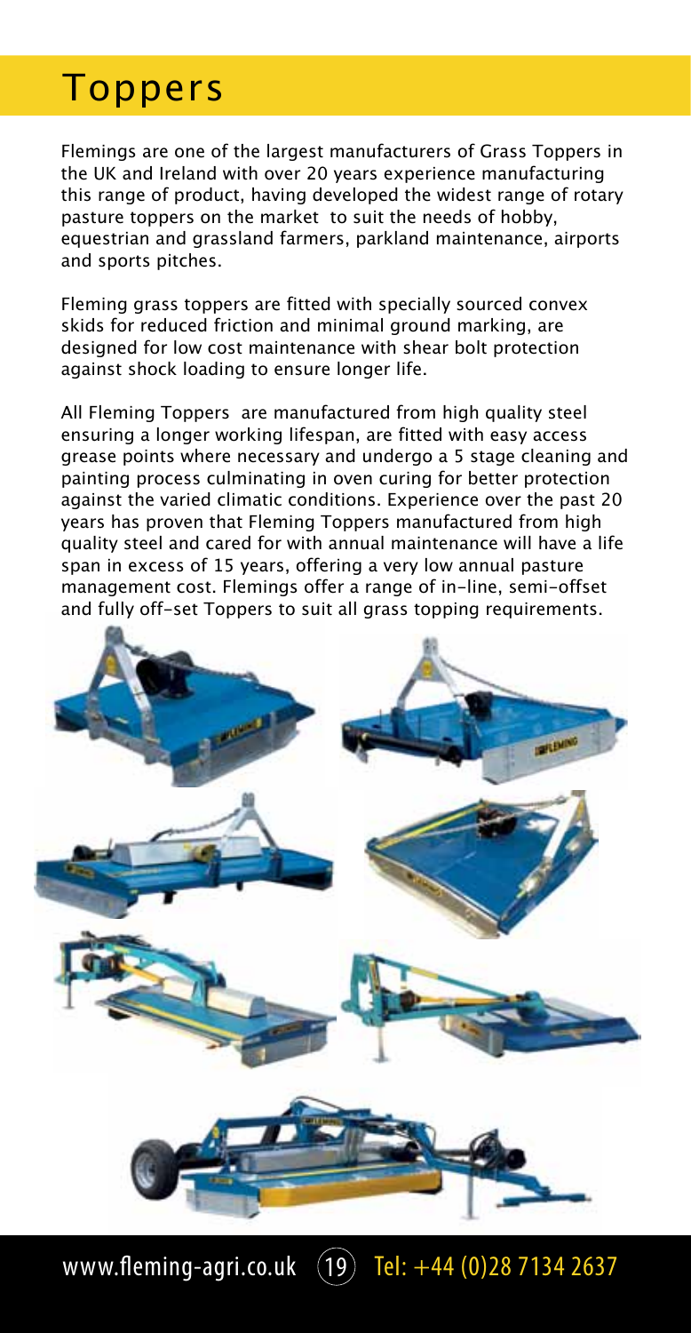# Toppers

Flemings are one of the largest manufacturers of Grass Toppers in the UK and Ireland with over 20 years experience manufacturing this range of product, having developed the widest range of rotary pasture toppers on the market to suit the needs of hobby, equestrian and grassland farmers, parkland maintenance, airports and sports pitches.

Fleming grass toppers are fitted with specially sourced convex skids for reduced friction and minimal ground marking, are designed for low cost maintenance with shear bolt protection against shock loading to ensure longer life.

All Fleming Toppers are manufactured from high quality steel ensuring a longer working lifespan, are fitted with easy access grease points where necessary and undergo a 5 stage cleaning and painting process culminating in oven curing for better protection against the varied climatic conditions. Experience over the past 20 years has proven that Fleming Toppers manufactured from high quality steel and cared for with annual maintenance will have a life span in excess of 15 years, offering a very low annual pasture management cost. Flemings offer a range of in-line, semi-offset and fully off-set Toppers to suit all grass topping requirements.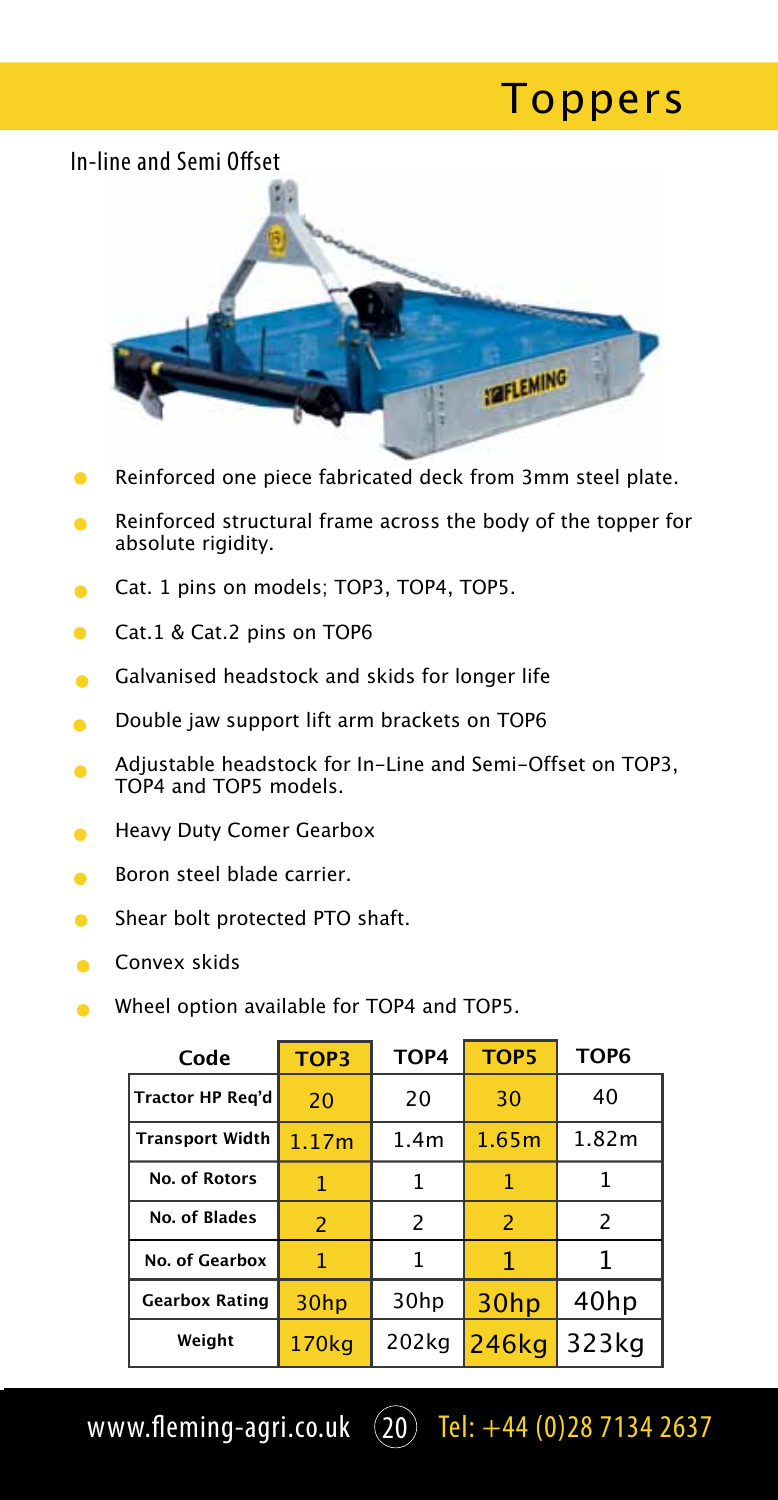# Toppers

## In-line and Semi Offset

- Reinforced one piece fabricated deck from 3mm steel plate.
- Reinforced structural frame across the body of the topper for absolute rigidity.
- Cat. 1 pins on models; TOP3, TOP4, TOP5.
- Cat.1 & Cat.2 pins on TOP6
- Galvanised headstock and skids for longer life
- Double jaw support lift arm brackets on TOP6
- Adjustable headstock for In-Line and Semi-Offset on TOP3, TOP4 and TOP5 models.
- Heavy Duty Comer Gearbox
- Boron steel blade carrier.
- Shear bolt protected PTO shaft.
- Convex skids
- Wheel option available for TOP4 and TOP5.

| Code | TOP3 | TOP4 | TOP5 | TOP6 |
|---|---|---|---|---|
| Tractor HP Req'd | 20 | 20 | 30 | 40 |
| Transport Width | 1.17m | 1.4m | 1.65m | 1.82m |
| No. of Rotors | 1 | 1 | 1 | 1 |
| No. of Blades | 2 | 2 | 2 | 2 |
| No. of Gearbox | 1 | 1 | 1 | 1 |
| Gearbox Rating | 30hp | 30hp | 30hp | 40hp |
| Weight | 170kg | 202kg | 246kg | 323kg |

www.fleming-agri.co.uk Tel: +44 (0)28 7134 2637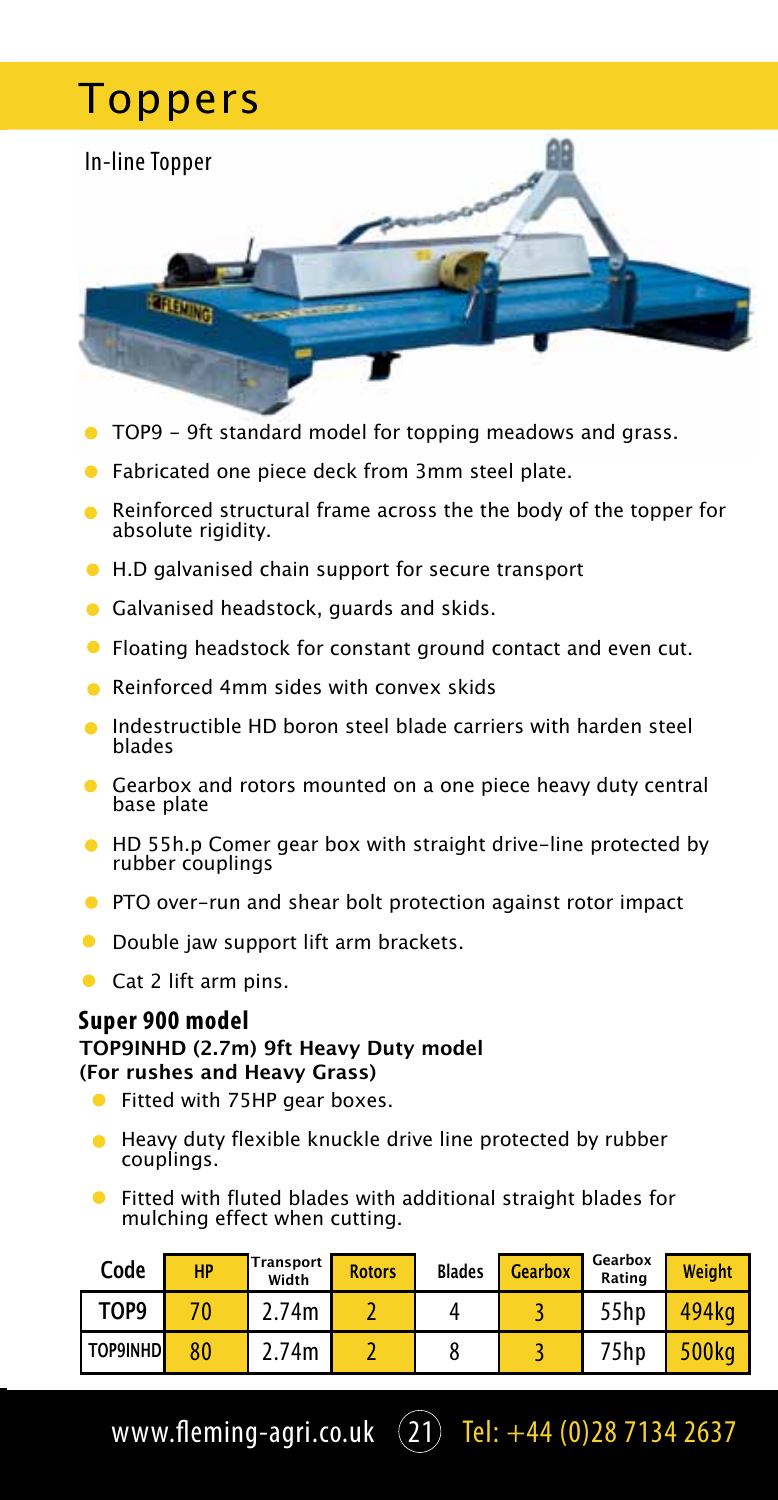# Toppers

## In-line Topper

- TOP9 - 9ft standard model for topping meadows and grass.
- Fabricated one piece deck from 3mm steel plate.
- Reinforced structural frame across the the body of the topper for absolute rigidity.
- H.D galvanised chain support for secure transport
- Galvanised headstock, guards and skids.
- Floating headstock for constant ground contact and even cut.
- Reinforced 4mm sides with convex skids
- Indestructible HD boron steel blade carriers with harden steel blades
- Gearbox and rotors mounted on a one piece heavy duty central base plate
- HD 55h.p Comer gear box with straight drive-line protected by rubber couplings
- PTO over-run and shear bolt protection against rotor impact
- Double jaw support lift arm brackets.
- Cat 2 lift arm pins.

### Super 900 model

**TOP9INHD (2.7m) 9ft Heavy Duty model**
**(For rushes and Heavy Grass)**

- Fitted with 75HP gear boxes.
- Heavy duty flexible knuckle drive line protected by rubber couplings.
- Fitted with fluted blades with additional straight blades for mulching effect when cutting.

| Code | HP | Transport Width | Rotors | Blades | Gearbox | Gearbox Rating | Weight |
|---|---|---|---|---|---|---|---|
| TOP9 | 70 | 2.74m | 2 | 4 | 3 | 55hp | 494kg |
| TOP9INHD | 80 | 2.74m | 2 | 8 | 3 | 75hp | 500kg |

www.fleming-agri.co.uk Tel: +44 (0)28 7134 2637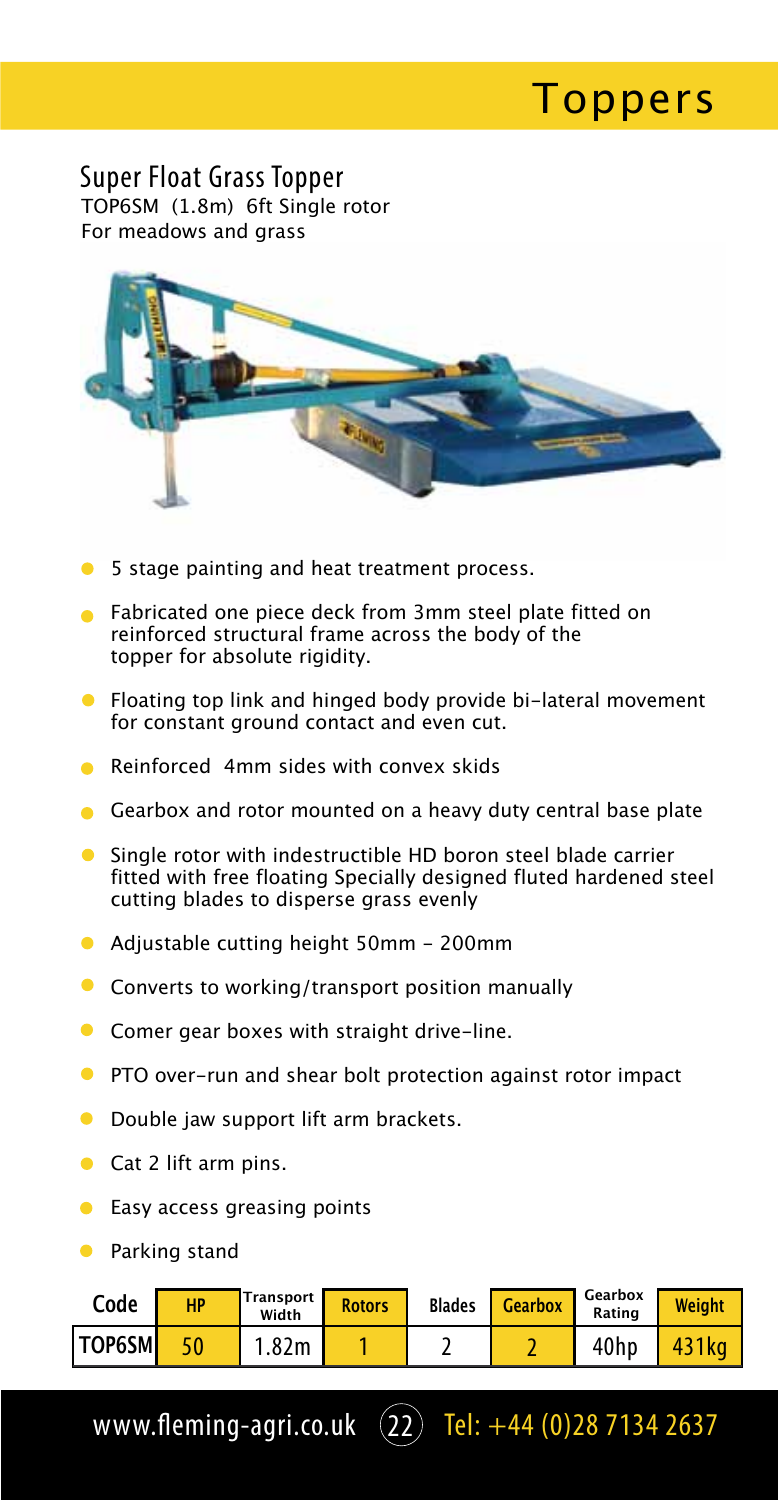# Toppers

## Super Float Grass Topper

TOP6SM (1.8m) 6ft Single rotor
For meadows and grass

- 5 stage painting and heat treatment process.
- Fabricated one piece deck from 3mm steel plate fitted on reinforced structural frame across the body of the topper for absolute rigidity.
- Floating top link and hinged body provide bi-lateral movement for constant ground contact and even cut.
- Reinforced 4mm sides with convex skids
- Gearbox and rotor mounted on a heavy duty central base plate
- Single rotor with indestructible HD boron steel blade carrier fitted with free floating Specially designed fluted hardened steel cutting blades to disperse grass evenly
- Adjustable cutting height 50mm - 200mm
- Converts to working/transport position manually
- Comer gear boxes with straight drive-line.
- PTO over-run and shear bolt protection against rotor impact
- Double jaw support lift arm brackets.
- Cat 2 lift arm pins.
- Easy access greasing points
- Parking stand

| Code | HP | Transport Width | Rotors | Blades | Gearbox | Gearbox Rating | Weight |
|---|---|---|---|---|---|---|---|
| TOP6SM | 50 | 1.82m | 1 | 2 | 2 | 40hp | 431kg |

www.fleming-agri.co.uk Tel: +44 (0)28 7134 2637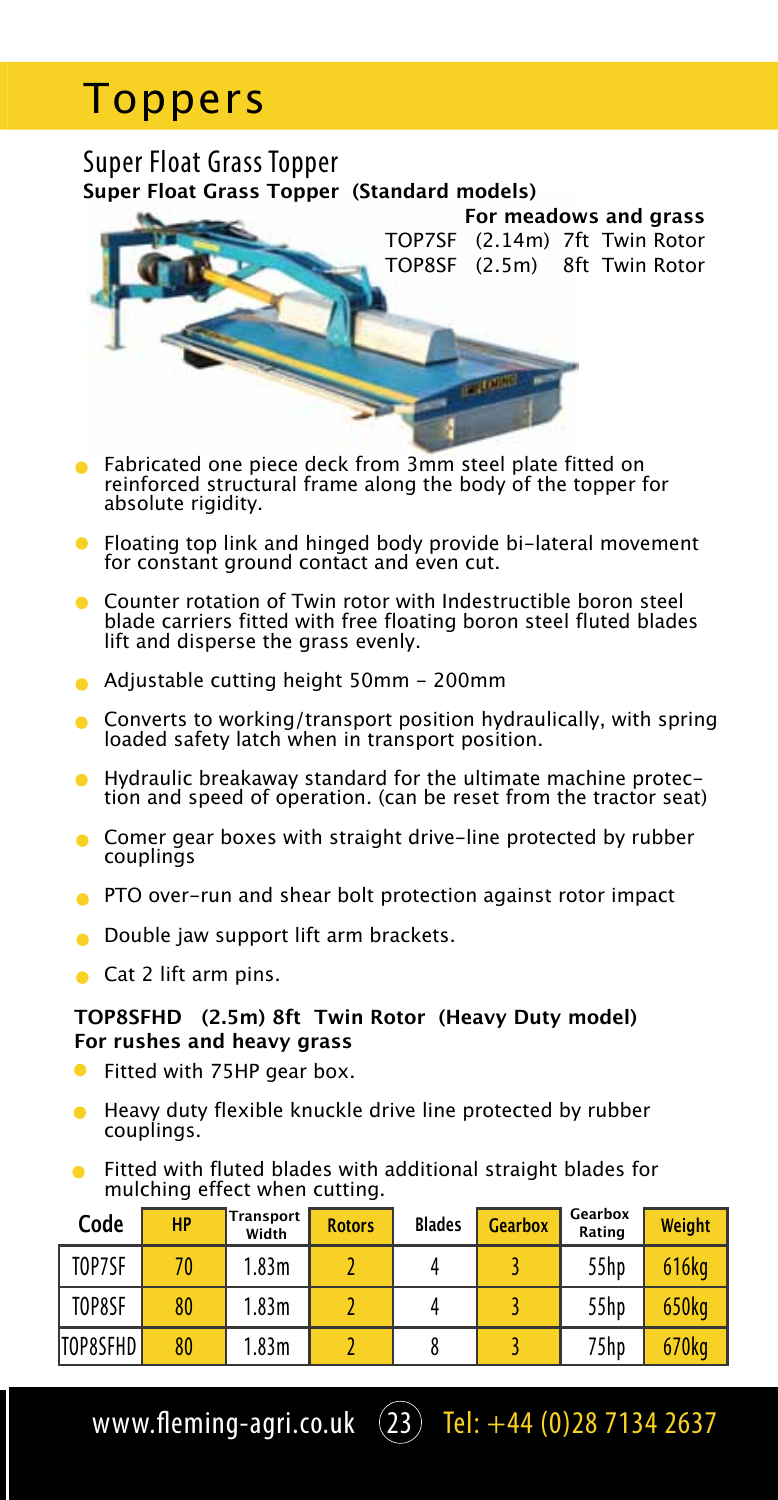# Toppers

## Super Float Grass Topper

**Super Float Grass Topper (Standard models)**

**For meadows and grass**

TOP7SF (2.14m) 7ft Twin Rotor
TOP8SF (2.5m) 8ft Twin Rotor

- Fabricated one piece deck from 3mm steel plate fitted on reinforced structural frame along the body of the topper for absolute rigidity.
- Floating top link and hinged body provide bi-lateral movement for constant ground contact and even cut.
- Counter rotation of Twin rotor with Indestructible boron steel blade carriers fitted with free floating boron steel fluted blades lift and disperse the grass evenly.
- Adjustable cutting height 50mm - 200mm
- Converts to working/transport position hydraulically, with spring loaded safety latch when in transport position.
- Hydraulic breakaway standard for the ultimate machine protection and speed of operation. (can be reset from the tractor seat)
- Comer gear boxes with straight drive-line protected by rubber couplings
- PTO over-run and shear bolt protection against rotor impact
- Double jaw support lift arm brackets.
- Cat 2 lift arm pins.

**TOP8SFHD (2.5m) 8ft Twin Rotor (Heavy Duty model)**
**For rushes and heavy grass**

- Fitted with 75HP gear box.
- Heavy duty flexible knuckle drive line protected by rubber couplings.
- Fitted with fluted blades with additional straight blades for mulching effect when cutting.

| Code | HP | Transport Width | Rotors | Blades | Gearbox | Gearbox Rating | Weight |
|---|---|---|---|---|---|---|---|
| TOP7SF | 70 | 1.83m | 2 | 4 | 3 | 55hp | 616kg |
| TOP8SF | 80 | 1.83m | 2 | 4 | 3 | 55hp | 650kg |
| TOP8SFHD | 80 | 1.83m | 2 | 8 | 3 | 75hp | 670kg |

www.fleming-agri.co.uk Tel: +44 (0)28 7134 2637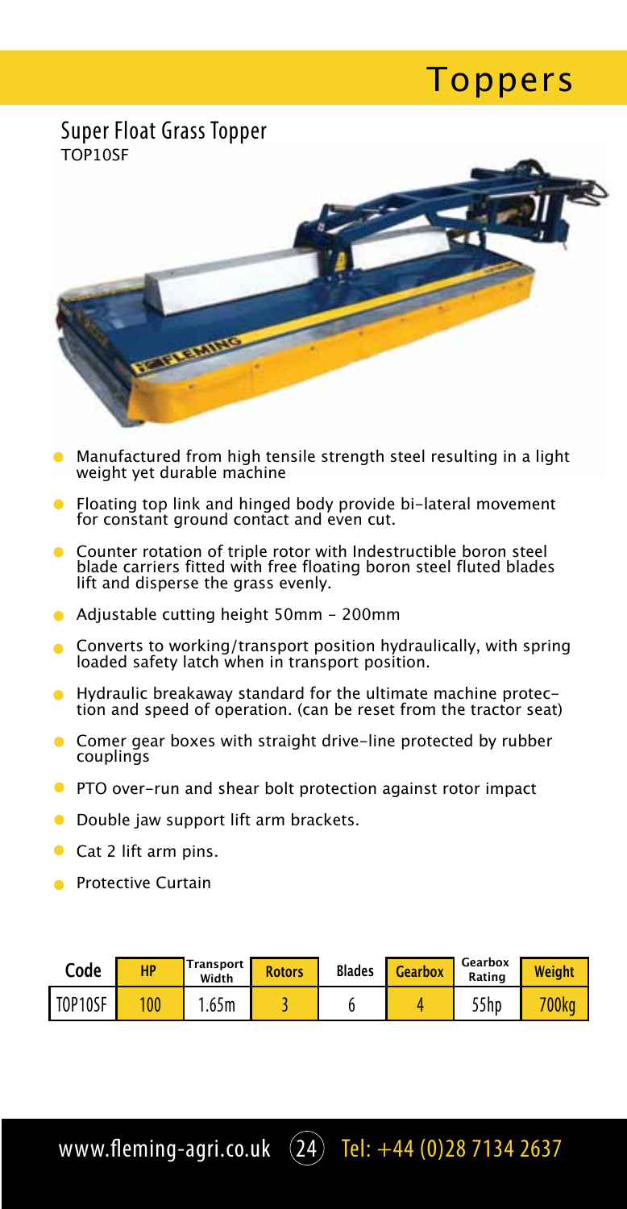# Toppers

## Super Float Grass Topper

TOP10SF

- Manufactured from high tensile strength steel resulting in a light weight yet durable machine
- Floating top link and hinged body provide bi-lateral movement for constant ground contact and even cut.
- Counter rotation of triple rotor with Indestructible boron steel blade carriers fitted with free floating boron steel fluted blades lift and disperse the grass evenly.
- Adjustable cutting height 50mm - 200mm
- Converts to working/transport position hydraulically, with spring loaded safety latch when in transport position.
- Hydraulic breakaway standard for the ultimate machine protection and speed of operation. (can be reset from the tractor seat)
- Comer gear boxes with straight drive-line protected by rubber couplings
- PTO over-run and shear bolt protection against rotor impact
- Double jaw support lift arm brackets.
- Cat 2 lift arm pins.
- Protective Curtain

| Code | HP | Transport Width | Rotors | Blades | Gearbox | Gearbox Rating | Weight |
|---|---|---|---|---|---|---|---|
| TOP10SF | 100 | 1.65m | 3 | 6 | 4 | 55hp | 700kg |

www.fleming-agri.co.uk Tel: +44 (0)28 7134 2637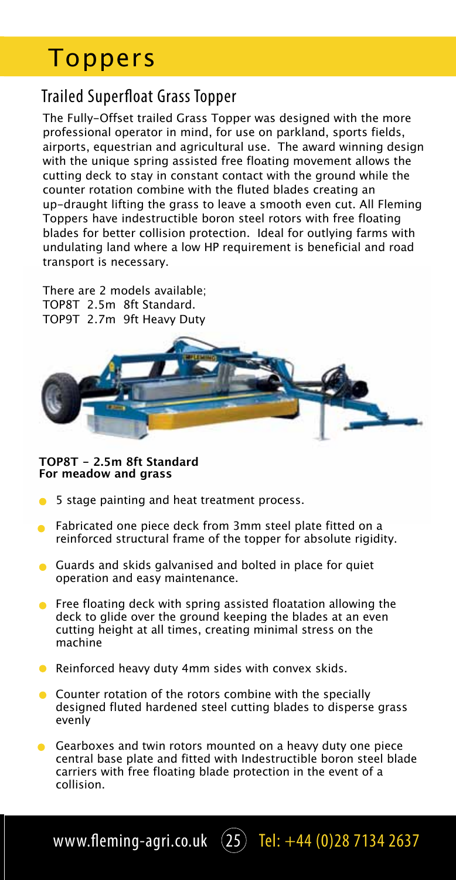# Toppers

## Trailed Superfloat Grass Topper

The Fully-Offset trailed Grass Topper was designed with the more professional operator in mind, for use on parkland, sports fields, airports, equestrian and agricultural use. The award winning design with the unique spring assisted free floating movement allows the cutting deck to stay in constant contact with the ground while the counter rotation combine with the fluted blades creating an up-draught lifting the grass to leave a smooth even cut. All Fleming Toppers have indestructible boron steel rotors with free floating blades for better collision protection. Ideal for outlying farms with undulating land where a low HP requirement is beneficial and road transport is necessary.

There are 2 models available;
TOP8T 2.5m 8ft Standard.
TOP9T 2.7m 9ft Heavy Duty

**TOP8T - 2.5m 8ft Standard**
**For meadow and grass**

- 5 stage painting and heat treatment process.
- Fabricated one piece deck from 3mm steel plate fitted on a reinforced structural frame of the topper for absolute rigidity.
- Guards and skids galvanised and bolted in place for quiet operation and easy maintenance.
- Free floating deck with spring assisted floatation allowing the deck to glide over the ground keeping the blades at an even cutting height at all times, creating minimal stress on the machine
- Reinforced heavy duty 4mm sides with convex skids.
- Counter rotation of the rotors combine with the specially designed fluted hardened steel cutting blades to disperse grass evenly
- Gearboxes and twin rotors mounted on a heavy duty one piece central base plate and fitted with Indestructible boron steel blade carriers with free floating blade protection in the event of a collision.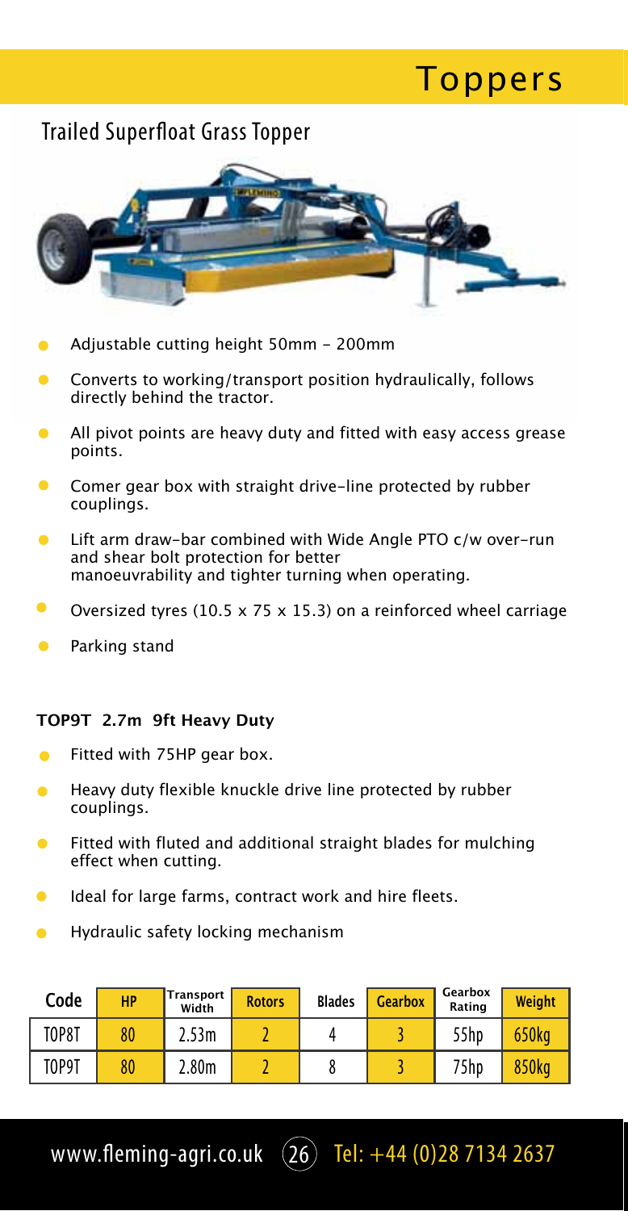# Toppers

## Trailed Superfloat Grass Topper

- Adjustable cutting height 50mm - 200mm
- Converts to working/transport position hydraulically, follows directly behind the tractor.
- All pivot points are heavy duty and fitted with easy access grease points.
- Comer gear box with straight drive-line protected by rubber couplings.
- Lift arm draw-bar combined with Wide Angle PTO c/w over-run and shear bolt protection for better manoeuvrability and tighter turning when operating.
- Oversized tyres (10.5 x 75 x 15.3) on a reinforced wheel carriage
- Parking stand

**TOP9T 2.7m 9ft Heavy Duty**

- Fitted with 75HP gear box.
- Heavy duty flexible knuckle drive line protected by rubber couplings.
- Fitted with fluted and additional straight blades for mulching effect when cutting.
- Ideal for large farms, contract work and hire fleets.
- Hydraulic safety locking mechanism

| Code | HP | Transport Width | Rotors | Blades | Gearbox | Gearbox Rating | Weight |
| --- | --- | --- | --- | --- | --- | --- | --- |
| TOP8T | 80 | 2.53m | 2 | 4 | 3 | 55hp | 650kg |
| TOP9T | 80 | 2.80m | 2 | 8 | 3 | 75hp | 850kg |

www.fleming-agri.co.uk Tel: +44 (0)28 7134 2637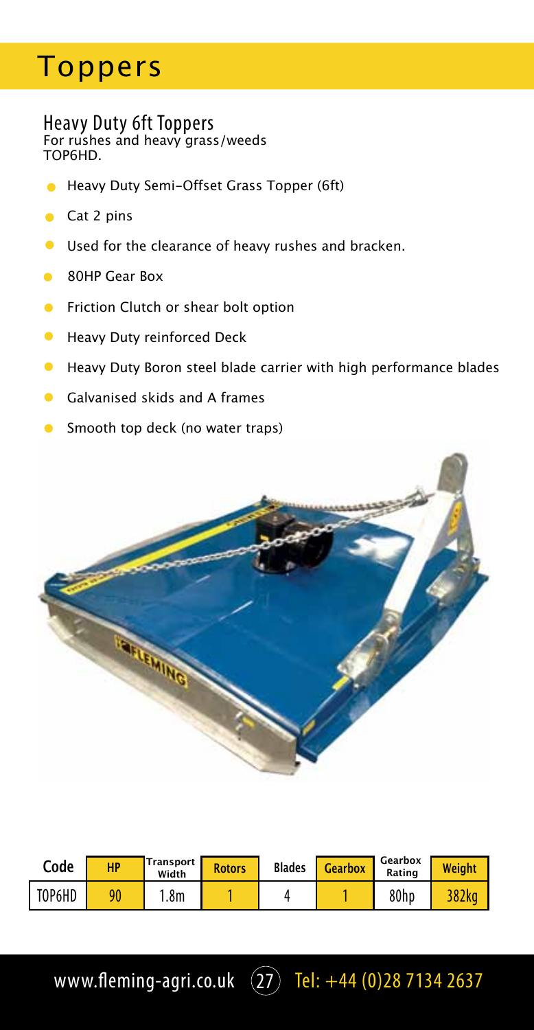# Toppers

## Heavy Duty 6ft Toppers

For rushes and heavy grass/weeds
TOP6HD.

- Heavy Duty Semi-Offset Grass Topper (6ft)
- Cat 2 pins
- Used for the clearance of heavy rushes and bracken.
- 80HP Gear Box
- Friction Clutch or shear bolt option
- Heavy Duty reinforced Deck
- Heavy Duty Boron steel blade carrier with high performance blades
- Galvanised skids and A frames
- Smooth top deck (no water traps)

| Code | HP | Transport Width | Rotors | Blades | Gearbox | Gearbox Rating | Weight |
|---|---|---|---|---|---|---|---|
| TOP6HD | 90 | 1.8m | 1 | 4 | 1 | 80hp | 382kg |

www.fleming-agri.co.uk Tel: +44 (0)28 7134 2637